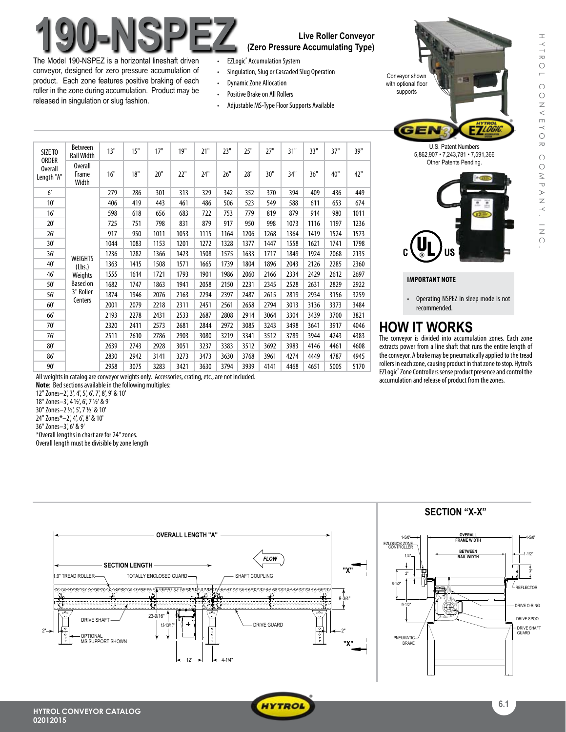# 190-NSPEZ

## Live Roller Conveyor (Zero Pressure Accumulating Type)

The Model 190-NSPEZ is a horizontal lineshaft driven conveyor, designed for zero pressure accumulation of product. Each zone features positive braking of each roller in the zone during accumulation. Product may be released in singulation or slug fashion.

- EZLogic® Accumulation System
- Singulation, Slug or Cascaded Slug Operation
- Dynamic Zone Allocation
- Positive Brake on All Rollers
- Adjustable MS-Type Floor Supports Available

Conveyor shown with optional floor supports

U.S. Patent Numbers 5,862,907 • 7,243,781 • 7,591,366 Other Patents Pending.

| SIZE TO ORDER Overall Length "A" | Between Rail Width | 13" | 15" | 17" | 19" | 21" | 23" | 25" | 27" | 31" | 33" | 37" | 39" |
|---|---|---|---|---|---|---|---|---|---|---|---|---|---|
| | Overall Frame Width | 16" | 18" | 20" | 22" | 24" | 26" | 28" | 30" | 34" | 36" | 40" | 42" |
| 6' | WEIGHTS (Lbs.) Weights Based on 3" Roller Centers | 279 | 286 | 301 | 313 | 329 | 342 | 352 | 370 | 394 | 409 | 436 | 449 |
| 10' | | 406 | 419 | 443 | 461 | 486 | 506 | 523 | 549 | 588 | 611 | 653 | 674 |
| 16' | | 598 | 618 | 656 | 683 | 722 | 753 | 779 | 819 | 879 | 914 | 980 | 1011 |
| 20' | | 725 | 751 | 798 | 831 | 879 | 917 | 950 | 998 | 1073 | 1116 | 1197 | 1236 |
| 26' | | 917 | 950 | 1011 | 1053 | 1115 | 1164 | 1206 | 1268 | 1364 | 1419 | 1524 | 1573 |
| 30' | | 1044 | 1083 | 1153 | 1201 | 1272 | 1328 | 1377 | 1447 | 1558 | 1621 | 1741 | 1798 |
| 36' | | 1236 | 1282 | 1366 | 1423 | 1508 | 1575 | 1633 | 1717 | 1849 | 1924 | 2068 | 2135 |
| 40' | | 1363 | 1415 | 1508 | 1571 | 1665 | 1739 | 1804 | 1896 | 2043 | 2126 | 2285 | 2360 |
| 46' | | 1555 | 1614 | 1721 | 1793 | 1901 | 1986 | 2060 | 2166 | 2334 | 2429 | 2612 | 2697 |
| 50' | | 1682 | 1747 | 1863 | 1941 | 2058 | 2150 | 2231 | 2345 | 2528 | 2631 | 2829 | 2922 |
| 56' | | 1874 | 1946 | 2076 | 2163 | 2294 | 2397 | 2487 | 2615 | 2819 | 2934 | 3156 | 3259 |
| 60' | | 2001 | 2079 | 2218 | 2311 | 2451 | 2561 | 2658 | 2794 | 3013 | 3136 | 3373 | 3484 |
| 66' | | 2193 | 2278 | 2431 | 2533 | 2687 | 2808 | 2914 | 3064 | 3304 | 3439 | 3700 | 3821 |
| 70' | | 2320 | 2411 | 2573 | 2681 | 2844 | 2972 | 3085 | 3243 | 3498 | 3641 | 3917 | 4046 |
| 76' | | 2511 | 2610 | 2786 | 2903 | 3080 | 3219 | 3341 | 3512 | 3789 | 3944 | 4243 | 4383 |
| 80' | | 2639 | 2743 | 2928 | 3051 | 3237 | 3383 | 3512 | 3692 | 3983 | 4146 | 4461 | 4608 |
| 86' | | 2830 | 2942 | 3141 | 3273 | 3473 | 3630 | 3768 | 3961 | 4274 | 4449 | 4787 | 4945 |
| 90' | | 2958 | 3075 | 3283 | 3421 | 3630 | 3794 | 3939 | 4141 | 4468 | 4651 | 5005 | 5170 |

All weights in catalog are conveyor weights only. Accessories, crating, etc., are not included.

**Note**: Bed sections available in the following multiples:
12" Zones–2', 3', 4', 5', 6', 7', 8', 9' & 10'
18" Zones–3', 4 ½', 6', 7 ½' & 9'
30" Zones–2 ½', 5', 7 ½' & 10'
24" Zones*–2', 4', 6', 8' & 10'
36" Zones–3', 6' & 9'
*Overall lengths in chart are for 24" zones.
Overall length must be divisible by zone length

**IMPORTANT NOTE**

- Operating NSPEZ in sleep mode is not recommended.

## HOW IT WORKS

The conveyor is divided into accumulation zones. Each zone extracts power from a line shaft that runs the entire length of the conveyor. A brake may be pneumatically applied to the tread rollers in each zone, causing product in that zone to stop. Hytrol's EZLogic® Zone Controllers sense product presence and control the accumulation and release of product from the zones.

OVERALL LENGTH "A" — SECTION LENGTH — FLOW — 1.9" TREAD ROLLER — TOTALLY ENCLOSED GUARD — SHAFT COUPLING — DRIVE SHAFT — DRIVE GUARD — OPTIONAL MS SUPPORT SHOWN — 9-3/4" — 23-9/16" — 13-13/16" — 2" — 12" — 4-1/4" — "X"

## SECTION "X-X"

OVERALL FRAME WIDTH — BETWEEN RAIL WIDTH — EZLOGIC® ZONE CONTROLLER — 1-5/8" — 1-1/2" — 1/4" — 2" — 3" — 6-1/2" — 9-1/2" — REFLECTOR — DRIVE O-RING — DRIVE SPOOL — DRIVE SHAFT GUARD — PNEUMATIC BRAKE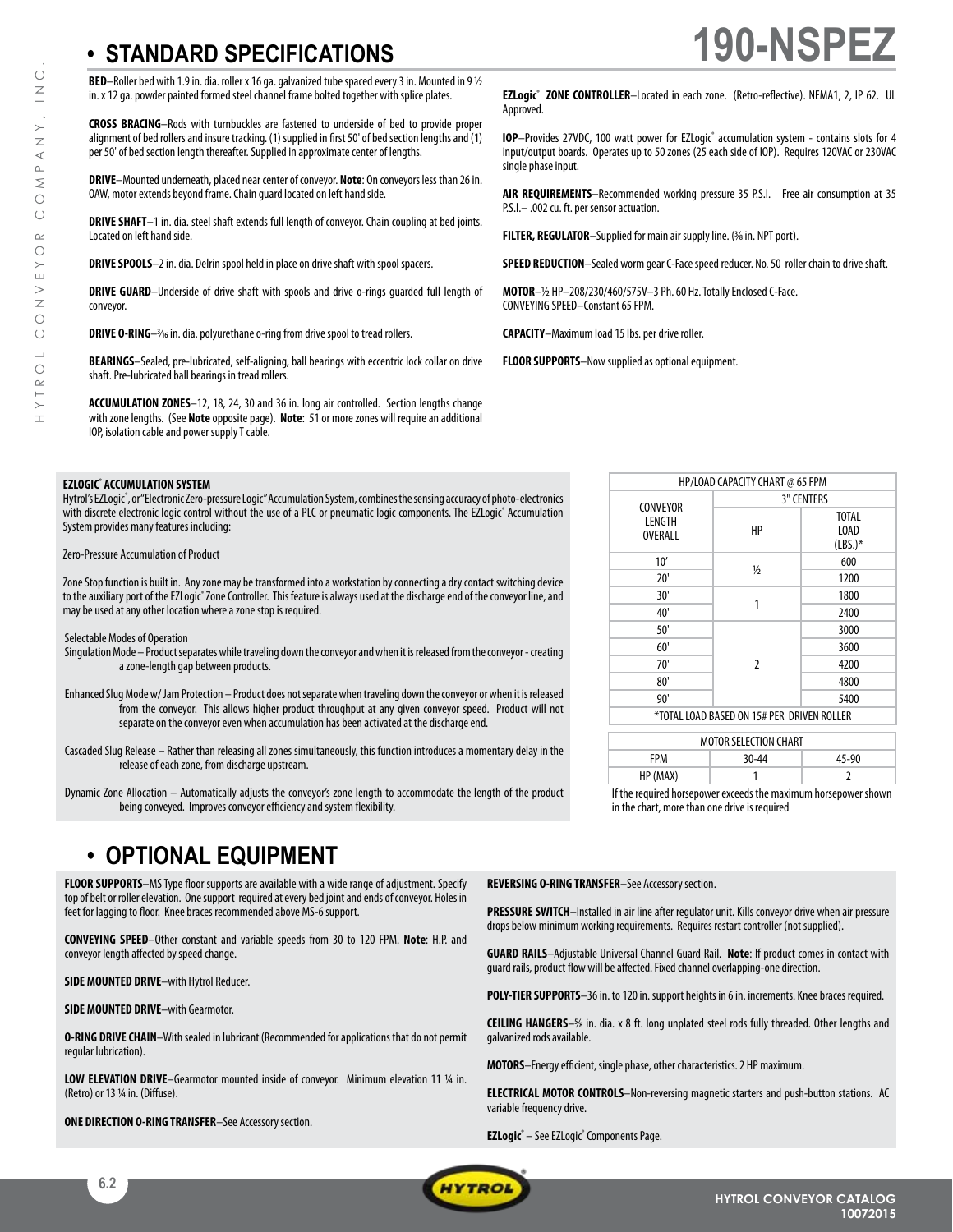# • STANDARD SPECIFICATIONS

# 190-NSPEZ

**BED**–Roller bed with 1.9 in. dia. roller x 16 ga. galvanized tube spaced every 3 in. Mounted in 9 ½ in. x 12 ga. powder painted formed steel channel frame bolted together with splice plates.

**CROSS BRACING**–Rods with turnbuckles are fastened to underside of bed to provide proper alignment of bed rollers and insure tracking. (1) supplied in first 50' of bed section lengths and (1) per 50' of bed section length thereafter. Supplied in approximate center of lengths.

**DRIVE**–Mounted underneath, placed near center of conveyor. **Note**: On conveyors less than 26 in. OAW, motor extends beyond frame. Chain guard located on left hand side.

**DRIVE SHAFT**–1 in. dia. steel shaft extends full length of conveyor. Chain coupling at bed joints. Located on left hand side.

**DRIVE SPOOLS**–2 in. dia. Delrin spool held in place on drive shaft with spool spacers.

**DRIVE GUARD**–Underside of drive shaft with spools and drive o-rings guarded full length of conveyor.

**DRIVE O-RING**–³⁄₁₆ in. dia. polyurethane o-ring from drive spool to tread rollers.

**BEARINGS**–Sealed, pre-lubricated, self-aligning, ball bearings with eccentric lock collar on drive shaft. Pre-lubricated ball bearings in tread rollers.

**ACCUMULATION ZONES**–12, 18, 24, 30 and 36 in. long air controlled. Section lengths change with zone lengths. (See **Note** opposite page). **Note**: 51 or more zones will require an additional IOP, isolation cable and power supply T cable.

**EZLogic® ZONE CONTROLLER**–Located in each zone. (Retro-reflective). NEMA1, 2, IP 62. UL Approved.

**IOP**–Provides 27VDC, 100 watt power for EZLogic® accumulation system - contains slots for 4 input/output boards. Operates up to 50 zones (25 each side of IOP). Requires 120VAC or 230VAC single phase input.

**AIR REQUIREMENTS**–Recommended working pressure 35 P.S.I. Free air consumption at 35 P.S.I.– .002 cu. ft. per sensor actuation.

**FILTER, REGULATOR**–Supplied for main air supply line. (⅜ in. NPT port).

**SPEED REDUCTION**–Sealed worm gear C-Face speed reducer. No. 50 roller chain to drive shaft.

**MOTOR**–½ HP–208/230/460/575V–3 Ph. 60 Hz. Totally Enclosed C-Face.
CONVEYING SPEED–Constant 65 FPM.

**CAPACITY**–Maximum load 15 lbs. per drive roller.

**FLOOR SUPPORTS**–Now supplied as optional equipment.

**EZLOGIC® ACCUMULATION SYSTEM**

Hytrol's EZLogic®, or "Electronic Zero-pressure Logic" Accumulation System, combines the sensing accuracy of photo-electronics with discrete electronic logic control without the use of a PLC or pneumatic logic components. The EZLogic® Accumulation System provides many features including:

Zero-Pressure Accumulation of Product

Zone Stop function is built in. Any zone may be transformed into a workstation by connecting a dry contact switching device to the auxiliary port of the EZLogic® Zone Controller. This feature is always used at the discharge end of the conveyor line, and may be used at any other location where a zone stop is required.

Selectable Modes of Operation

Singulation Mode – Product separates while traveling down the conveyor and when it is released from the conveyor - creating a zone-length gap between products.

Enhanced Slug Mode w/ Jam Protection – Product does not separate when traveling down the conveyor or when it is released from the conveyor. This allows higher product throughput at any given conveyor speed. Product will not separate on the conveyor even when accumulation has been activated at the discharge end.

Cascaded Slug Release – Rather than releasing all zones simultaneously, this function introduces a momentary delay in the release of each zone, from discharge upstream.

Dynamic Zone Allocation – Automatically adjusts the conveyor's zone length to accommodate the length of the product being conveyed. Improves conveyor efficiency and system flexibility.

| HP/LOAD CAPACITY CHART @ 65 FPM | | |
|---|---|---|
| CONVEYOR LENGTH OVERALL | 3" CENTERS | |
| | HP | TOTAL LOAD (LBS.)* |
| 10' | ½ | 600 |
| 20' | | 1200 |
| 30' | 1 | 1800 |
| 40' | | 2400 |
| 50' | 2 | 3000 |
| 60' | | 3600 |
| 70' | | 4200 |
| 80' | | 4800 |
| 90' | | 5400 |
| *TOTAL LOAD BASED ON 15# PER DRIVEN ROLLER | | |

| MOTOR SELECTION CHART | | |
|---|---|---|
| FPM | 30-44 | 45-90 |
| HP (MAX) | 1 | 2 |

If the required horsepower exceeds the maximum horsepower shown in the chart, more than one drive is required

# • OPTIONAL EQUIPMENT

**FLOOR SUPPORTS**–MS Type floor supports are available with a wide range of adjustment. Specify top of belt or roller elevation. One support required at every bed joint and ends of conveyor. Holes in feet for lagging to floor. Knee braces recommended above MS-6 support.

**CONVEYING SPEED**–Other constant and variable speeds from 30 to 120 FPM. **Note**: H.P. and conveyor length affected by speed change.

**SIDE MOUNTED DRIVE**–with Hytrol Reducer.

**SIDE MOUNTED DRIVE**–with Gearmotor.

**O-RING DRIVE CHAIN**–With sealed in lubricant (Recommended for applications that do not permit regular lubrication).

**LOW ELEVATION DRIVE**–Gearmotor mounted inside of conveyor. Minimum elevation 11 ¼ in. (Retro) or 13 ¼ in. (Diffuse).

**ONE DIRECTION O-RING TRANSFER**–See Accessory section.

**REVERSING O-RING TRANSFER**–See Accessory section.

**PRESSURE SWITCH**–Installed in air line after regulator unit. Kills conveyor drive when air pressure drops below minimum working requirements. Requires restart controller (not supplied).

**GUARD RAILS**–Adjustable Universal Channel Guard Rail. **Note**: If product comes in contact with guard rails, product flow will be affected. Fixed channel overlapping-one direction.

**POLY-TIER SUPPORTS**–36 in. to 120 in. support heights in 6 in. increments. Knee braces required.

**CEILING HANGERS**–⅝ in. dia. x 8 ft. long unplated steel rods fully threaded. Other lengths and galvanized rods available.

**MOTORS**–Energy efficient, single phase, other characteristics. 2 HP maximum.

**ELECTRICAL MOTOR CONTROLS**–Non-reversing magnetic starters and push-button stations. AC variable frequency drive.

**EZLogic®** – See EZLogic® Components Page.